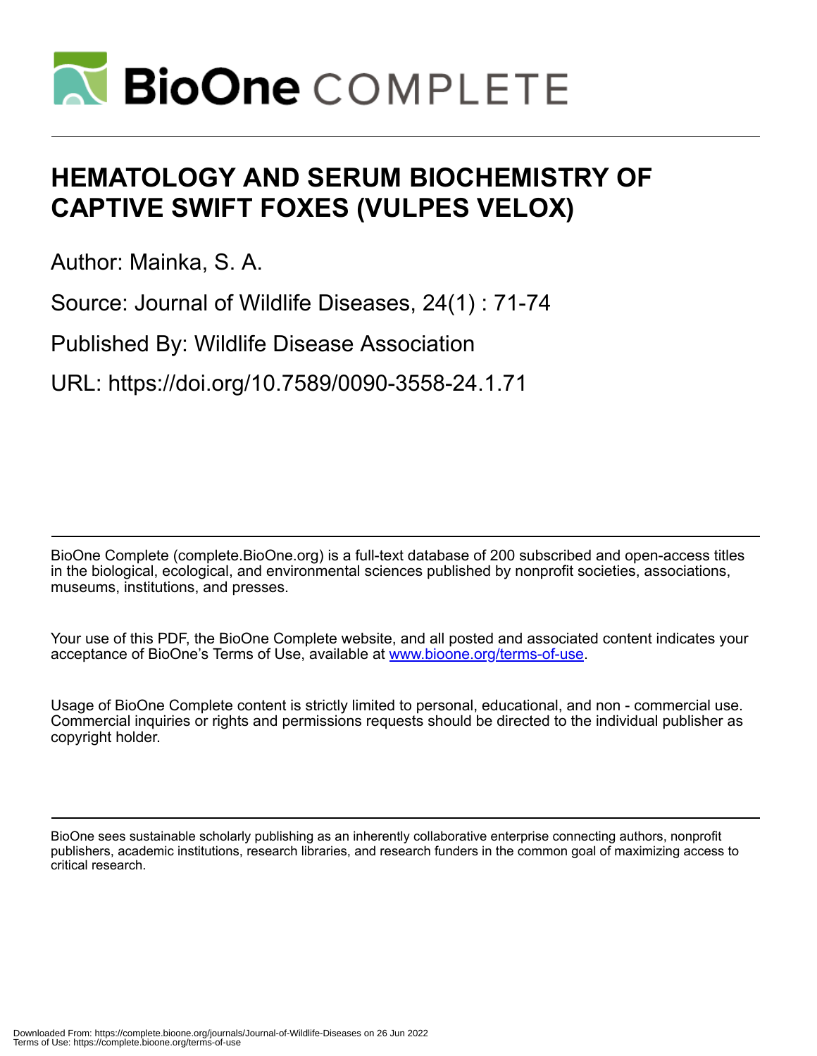# HEMATOLOGY AND SERUM BIOCHEMISTRY OF CAPTIVE SWIFT FOXES (VULPES VELOX)

Author: Mainka, S. A.

Source: Journal of Wildlife Diseases, 24(1) : 71-74

Published By: Wildlife Disease Association

URL: https://doi.org/10.7589/0090-3558-24.1.71

BioOne Complete (complete.BioOne.org) is a full-text database of 200 subscribed and open-access titles in the biological, ecological, and environmental sciences published by nonprofit societies, associations, museums, institutions, and presses.

Your use of this PDF, the BioOne Complete website, and all posted and associated content indicates your acceptance of BioOne's Terms of Use, available at www.bioone.org/terms-of-use.

Usage of BioOne Complete content is strictly limited to personal, educational, and non - commercial use. Commercial inquiries or rights and permissions requests should be directed to the individual publisher as copyright holder.

BioOne sees sustainable scholarly publishing as an inherently collaborative enterprise connecting authors, nonprofit publishers, academic institutions, research libraries, and research funders in the common goal of maximizing access to critical research.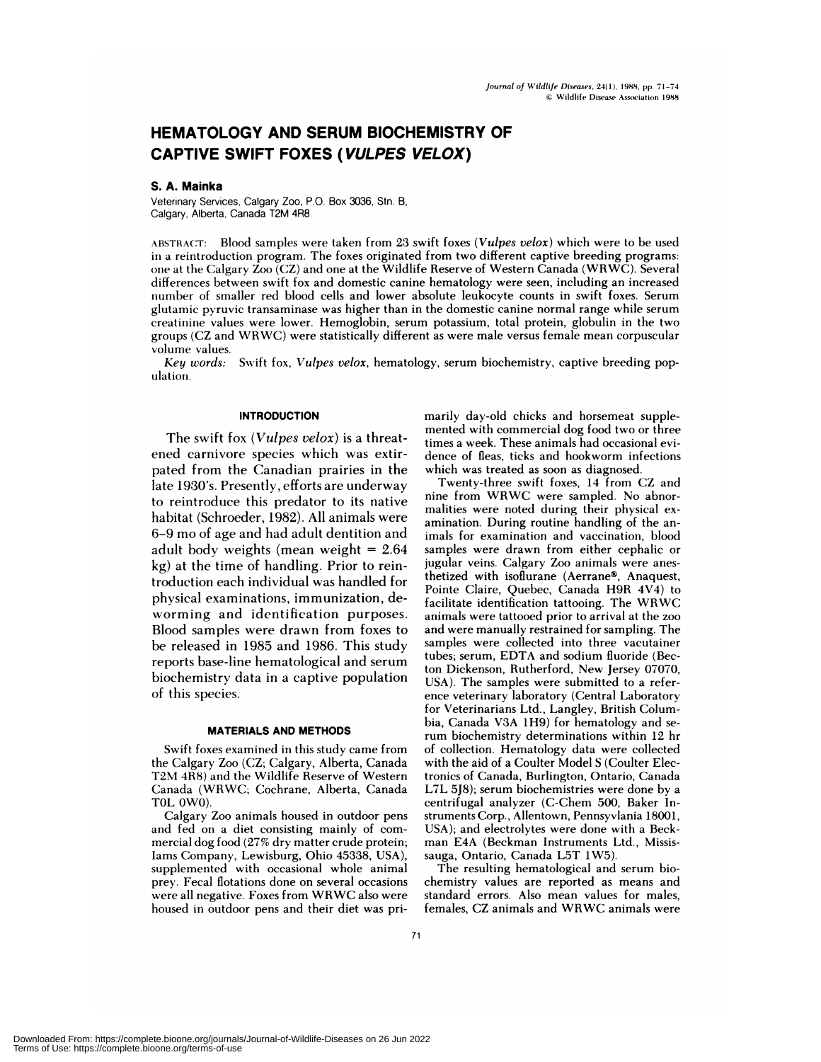# HEMATOLOGY AND SERUM BIOCHEMISTRY OF CAPTIVE SWIFT FOXES (*VULPES VELOX*)

**S. A. Mainka**

Veterinary Services, Calgary Zoo, P.O. Box 3036, Stn. B, Calgary, Alberta, Canada T2M 4R8

ABSTRACT: Blood samples were taken from 23 swift foxes (*Vulpes velox*) which were to be used in a reintroduction program. The foxes originated from two different captive breeding programs: one at the Calgary Zoo (CZ) and one at the Wildlife Reserve of Western Canada (WRWC). Several differences between swift fox and domestic canine hematology were seen, including an increased number of smaller red blood cells and lower absolute leukocyte counts in swift foxes. Serum glutamic pyruvic transaminase was higher than in the domestic canine normal range while serum creatinine values were lower. Hemoglobin, serum potassium, total protein, globulin in the two groups (CZ and WRWC) were statistically different as were male versus female mean corpuscular volume values.

*Key words:* Swift fox, *Vulpes velox*, hematology, serum biochemistry, captive breeding population.

## INTRODUCTION

The swift fox (*Vulpes velox*) is a threatened carnivore species which was extirpated from the Canadian prairies in the late 1930's. Presently, efforts are underway to reintroduce this predator to its native habitat (Schroeder, 1982). All animals were 6–9 mo of age and had adult dentition and adult body weights (mean weight = 2.64 kg) at the time of handling. Prior to reintroduction each individual was handled for physical examinations, immunization, deworming and identification purposes. Blood samples were drawn from foxes to be released in 1985 and 1986. This study reports base-line hematological and serum biochemistry data in a captive population of this species.

## MATERIALS AND METHODS

Swift foxes examined in this study came from the Calgary Zoo (CZ; Calgary, Alberta, Canada T2M 4R8) and the Wildlife Reserve of Western Canada (WRWC; Cochrane, Alberta, Canada T0L 0W0).

Calgary Zoo animals housed in outdoor pens and fed on a diet consisting mainly of commercial dog food (27% dry matter crude protein; Iams Company, Lewisburg, Ohio 45338, USA), supplemented with occasional whole animal prey. Fecal flotations done on several occasions were all negative. Foxes from WRWC also were housed in outdoor pens and their diet was primarily day-old chicks and horsemeat supplemented with commercial dog food two or three times a week. These animals had occasional evidence of fleas, ticks and hookworm infections which was treated as soon as diagnosed.

Twenty-three swift foxes, 14 from CZ and nine from WRWC were sampled. No abnormalities were noted during their physical examination. During routine handling of the animals for examination and vaccination, blood samples were drawn from either cephalic or jugular veins. Calgary Zoo animals were anesthetized with isoflurane (Aerrane®, Anaquest, Pointe Claire, Quebec, Canada H9R 4V4) to facilitate identification tattooing. The WRWC animals were tattooed prior to arrival at the zoo and were manually restrained for sampling. The samples were collected into three vacutainer tubes; serum, EDTA and sodium fluoride (Becton Dickenson, Rutherford, New Jersey 07070, USA). The samples were submitted to a reference veterinary laboratory (Central Laboratory for Veterinarians Ltd., Langley, British Columbia, Canada V3A 1H9) for hematology and serum biochemistry determinations within 12 hr of collection. Hematology data were collected with the aid of a Coulter Model S (Coulter Electronics of Canada, Burlington, Ontario, Canada L7L 5J8); serum biochemistries were done by a centrifugal analyzer (C-Chem 500, Baker Instruments Corp., Allentown, Pennsyvlania 18001, USA); and electrolytes were done with a Beckman E4A (Beckman Instruments Ltd., Mississauga, Ontario, Canada L5T 1W5).

The resulting hematological and serum biochemistry values are reported as means and standard errors. Also mean values for males, females, CZ animals and WRWC animals were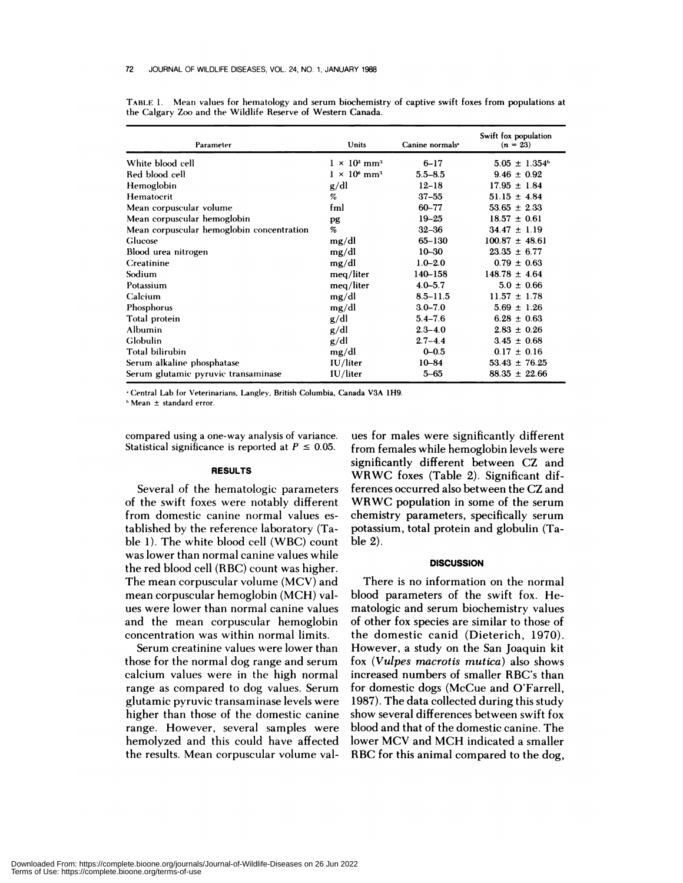TABLE 1. Mean values for hematology and serum biochemistry of captive swift foxes from populations at the Calgary Zoo and the Wildlife Reserve of Western Canada.

| Parameter | Units | Canine normals[a] | Swift fox population ($n$ = 23) |
|---|---|---|---|
| White blood cell | $1 \times 10^3$ mm$^3$ | 6–17 | 5.05 ± 1.354[b] |
| Red blood cell | $1 \times 10^6$ mm$^3$ | 5.5–8.5 | 9.46 ± 0.92 |
| Hemoglobin | g/dl | 12–18 | 17.95 ± 1.84 |
| Hematocrit | % | 37–55 | 51.15 ± 4.84 |
| Mean corpuscular volume | fml | 60–77 | 53.65 ± 2.33 |
| Mean corpuscular hemoglobin | pg | 19–25 | 18.57 ± 0.61 |
| Mean corpuscular hemoglobin concentration | % | 32–36 | 34.47 ± 1.19 |
| Glucose | mg/dl | 65–130 | 100.87 ± 48.61 |
| Blood urea nitrogen | mg/dl | 10–30 | 23.35 ± 6.77 |
| Creatinine | mg/dl | 1.0–2.0 | 0.79 ± 0.63 |
| Sodium | meq/liter | 140–158 | 148.78 ± 4.64 |
| Potassium | meq/liter | 4.0–5.7 | 5.0 ± 0.66 |
| Calcium | mg/dl | 8.5–11.5 | 11.57 ± 1.78 |
| Phosphorus | mg/dl | 3.0–7.0 | 5.69 ± 1.26 |
| Total protein | g/dl | 5.4–7.6 | 6.28 ± 0.63 |
| Albumin | g/dl | 2.3–4.0 | 2.83 ± 0.26 |
| Globulin | g/dl | 2.7–4.4 | 3.45 ± 0.68 |
| Total bilirubin | mg/dl | 0–0.5 | 0.17 ± 0.16 |
| Serum alkaline phosphatase | IU/liter | 10–84 | 53.43 ± 76.25 |
| Serum glutamic pyruvic transaminase | IU/liter | 5–65 | 88.35 ± 22.66 |

[a] Central Lab for Veterinarians, Langley, British Columbia, Canada V3A 1H9.
[b] Mean ± standard error.

compared using a one-way analysis of variance. Statistical significance is reported at $P \leq 0.05$.

## RESULTS

Several of the hematologic parameters of the swift foxes were notably different from domestic canine normal values established by the reference laboratory (Table 1). The white blood cell (WBC) count was lower than normal canine values while the red blood cell (RBC) count was higher. The mean corpuscular volume (MCV) and mean corpuscular hemoglobin (MCH) values were lower than normal canine values and the mean corpuscular hemoglobin concentration was within normal limits.

Serum creatinine values were lower than those for the normal dog range and serum calcium values were in the high normal range as compared to dog values. Serum glutamic pyruvic transaminase levels were higher than those of the domestic canine range. However, several samples were hemolyzed and this could have affected the results. Mean corpuscular volume values for males were significantly different from females while hemoglobin levels were significantly different between CZ and WRWC foxes (Table 2). Significant differences occurred also between the CZ and WRWC population in some of the serum chemistry parameters, specifically serum potassium, total protein and globulin (Table 2).

## DISCUSSION

There is no information on the normal blood parameters of the swift fox. Hematologic and serum biochemistry values of other fox species are similar to those of the domestic canid (Dieterich, 1970). However, a study on the San Joaquin kit fox (*Vulpes macrotis mutica*) also shows increased numbers of smaller RBC's than for domestic dogs (McCue and O'Farrell, 1987). The data collected during this study show several differences between swift fox blood and that of the domestic canine. The lower MCV and MCH indicated a smaller RBC for this animal compared to the dog,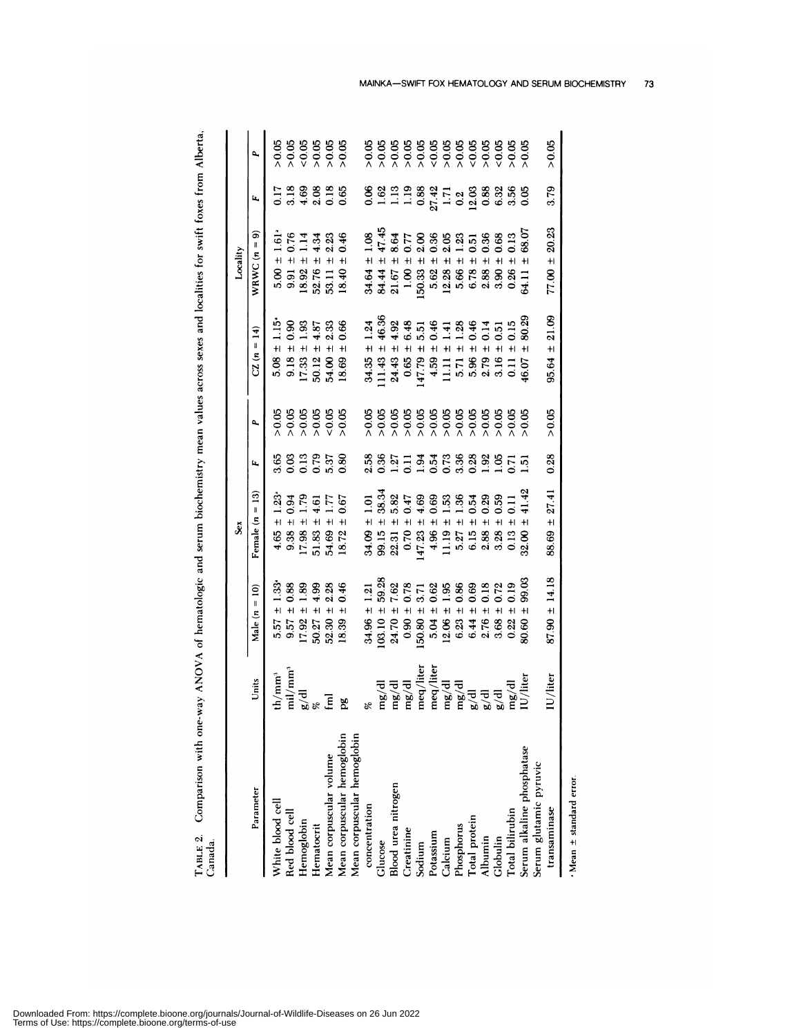TABLE 2. Comparison with one-way ANOVA of hematologic and serum biochemistry mean values across sexes and localities for swift foxes from Alberta, Canada.

| Parameter | Units | Sex | | | | Locality | | | |
|---|---|---|---|---|---|---|---|---|---|
| | | Male (n = 10) | Female (n = 13) | F | P | CZ (n = 14) | WRWC (n = 9) | F | P |
| White blood cell | th/mm³ | 5.57 ± 1.33[a] | 4.65 ± 1.23[a] | 3.65 | >0.05 | 5.08 ± 1.15[a] | 5.00 ± 1.61[a] | 0.17 | >0.05 |
| Red blood cell | mil/mm³ | 9.57 ± 0.88 | 9.38 ± 0.94 | 0.03 | >0.05 | 9.18 ± 0.90 | 9.91 ± 0.76 | 3.18 | >0.05 |
| Hemoglobin | g/dl | 17.92 ± 1.89 | 17.98 ± 1.79 | 0.13 | >0.05 | 17.33 ± 1.93 | 18.92 ± 1.14 | 4.69 | <0.05 |
| Hematocrit | % | 50.27 ± 4.99 | 51.83 ± 4.61 | 0.79 | >0.05 | 50.12 ± 4.87 | 52.76 ± 4.34 | 2.08 | >0.05 |
| Mean corpuscular volume | fml | 52.30 ± 2.28 | 54.69 ± 1.77 | 5.37 | <0.05 | 54.00 ± 2.33 | 53.11 ± 2.23 | 0.18 | >0.05 |
| Mean corpuscular hemoglobin | pg | 18.39 ± 0.46 | 18.72 ± 0.67 | 0.80 | >0.05 | 18.69 ± 0.66 | 18.40 ± 0.46 | 0.65 | >0.05 |
| Mean corpuscular hemoglobin concentration | % | 34.96 ± 1.21 | 34.09 ± 1.01 | 2.58 | >0.05 | 34.35 ± 1.24 | 34.64 ± 1.08 | 0.06 | >0.05 |
| Glucose | mg/dl | 103.10 ± 59.28 | 99.15 ± 38.34 | 0.36 | >0.05 | 111.43 ± 46.36 | 84.44 ± 47.45 | 1.62 | >0.05 |
| Blood urea nitrogen | mg/dl | 24.70 ± 7.62 | 22.31 ± 5.82 | 1.27 | >0.05 | 24.43 ± 4.92 | 21.67 ± 8.64 | 1.13 | >0.05 |
| Creatinine | mg/dl | 0.90 ± 0.78 | 0.70 ± 0.47 | 0.11 | >0.05 | 0.65 ± 6.48 | 1.00 ± 0.77 | 1.19 | >0.05 |
| Sodium | meq/liter | 150.80 ± 3.71 | 147.23 ± 4.69 | 1.94 | >0.05 | 147.79 ± 5.51 | 150.33 ± 2.00 | 0.88 | >0.05 |
| Potassium | meq/liter | 5.04 ± 0.62 | 4.96 ± 0.69 | 0.54 | >0.05 | 4.59 ± 0.46 | 5.62 ± 0.36 | 27.42 | <0.05 |
| Calcium | mg/dl | 12.06 ± 1.95 | 11.19 ± 1.53 | 0.73 | >0.05 | 11.11 ± 1.41 | 12.28 ± 2.05 | 1.71 | >0.05 |
| Phosphorus | mg/dl | 6.23 ± 0.86 | 5.27 ± 1.36 | 3.36 | >0.05 | 5.71 ± 1.28 | 5.66 ± 1.23 | 0.2 | >0.05 |
| Total protein | g/dl | 6.44 ± 0.69 | 6.15 ± 0.54 | 0.28 | >0.05 | 5.96 ± 0.46 | 6.78 ± 0.51 | 12.03 | <0.05 |
| Albumin | g/dl | 2.76 ± 0.18 | 2.88 ± 0.29 | 1.92 | >0.05 | 2.79 ± 0.14 | 2.88 ± 0.36 | 0.88 | >0.05 |
| Globulin | g/dl | 3.68 ± 0.72 | 3.28 ± 0.59 | 1.05 | >0.05 | 3.16 ± 0.51 | 3.90 ± 0.68 | 6.32 | <0.05 |
| Total bilirubin | mg/dl | 0.22 ± 0.19 | 0.13 ± 0.11 | 0.71 | >0.05 | 0.11 ± 0.15 | 0.26 ± 0.13 | 3.56 | >0.05 |
| Serum alkaline phosphatase | IU/liter | 80.60 ± 99.03 | 32.00 ± 41.42 | 1.51 | >0.05 | 46.07 ± 80.29 | 64.11 ± 68.07 | 0.05 | >0.05 |
| Serum glutamic pyruvic transaminase | IU/liter | 87.90 ± 14.18 | 88.69 ± 27.41 | 0.28 | >0.05 | 95.64 ± 21.09 | 77.00 ± 20.23 | 3.79 | >0.05 |

[a] Mean ± standard error.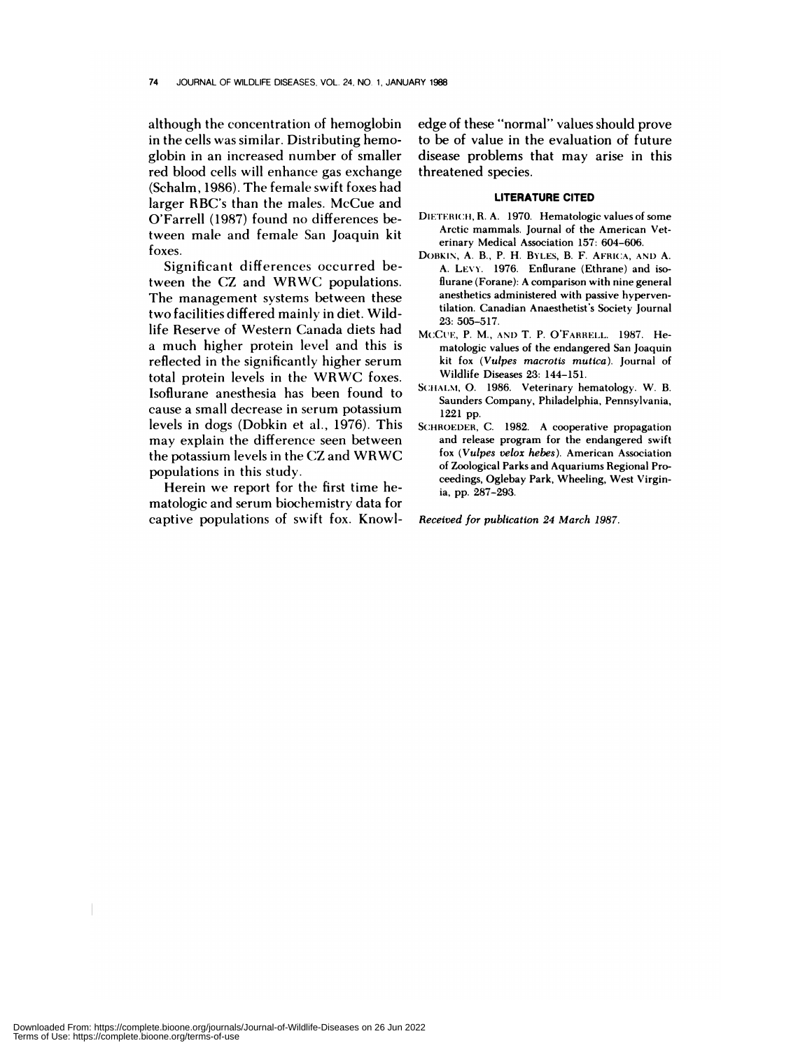although the concentration of hemoglobin in the cells was similar. Distributing hemoglobin in an increased number of smaller red blood cells will enhance gas exchange (Schalm, 1986). The female swift foxes had larger RBC's than the males. McCue and O'Farrell (1987) found no differences between male and female San Joaquin kit foxes.

Significant differences occurred between the CZ and WRWC populations. The management systems between these two facilities differed mainly in diet. Wildlife Reserve of Western Canada diets had a much higher protein level and this is reflected in the significantly higher serum total protein levels in the WRWC foxes. Isoflurane anesthesia has been found to cause a small decrease in serum potassium levels in dogs (Dobkin et al., 1976). This may explain the difference seen between the potassium levels in the CZ and WRWC populations in this study.

Herein we report for the first time hematologic and serum biochemistry data for captive populations of swift fox. Knowledge of these "normal" values should prove to be of value in the evaluation of future disease problems that may arise in this threatened species.

## LITERATURE CITED

DIETERICH, R. A. 1970. Hematologic values of some Arctic mammals. Journal of the American Veterinary Medical Association 157: 604–606.

DOBKIN, A. B., P. H. BYLES, B. F. AFRICA, AND A. A. LEVY. 1976. Enflurane (Ethrane) and isoflurane (Forane): A comparison with nine general anesthetics administered with passive hyperventilation. Canadian Anaesthetist's Society Journal 23: 505–517.

MCCUE, P. M., AND T. P. O'FARRELL. 1987. Hematologic values of the endangered San Joaquin kit fox (*Vulpes macrotis mutica*). Journal of Wildlife Diseases 23: 144–151.

SCHALM, O. 1986. Veterinary hematology. W. B. Saunders Company, Philadelphia, Pennsylvania, 1221 pp.

SCHROEDER, C. 1982. A cooperative propagation and release program for the endangered swift fox (*Vulpes velox hebes*). American Association of Zoological Parks and Aquariums Regional Proceedings, Oglebay Park, Wheeling, West Virginia, pp. 287–293.

*Received for publication 24 March 1987.*